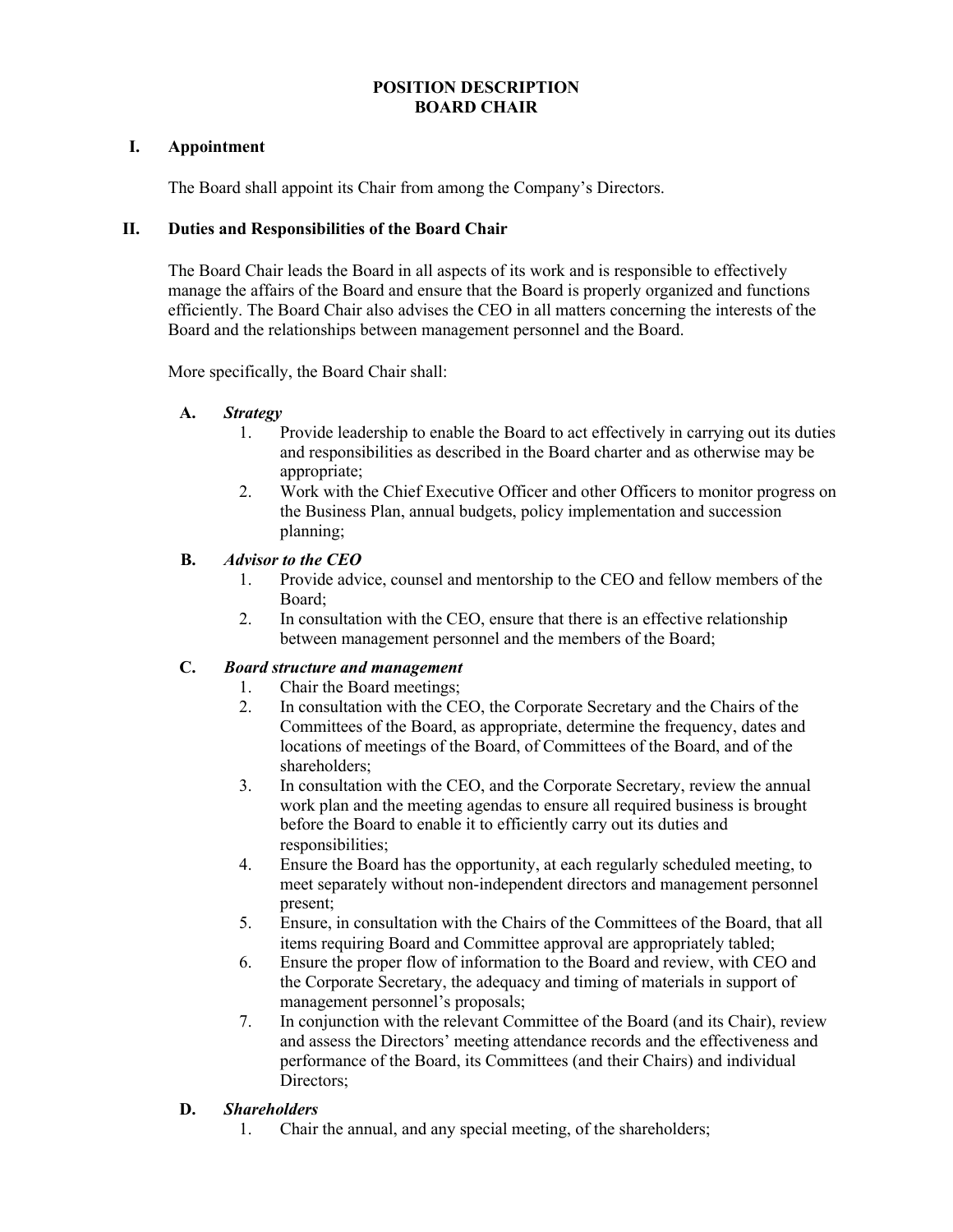# POSITION DESCRIPTION
# BOARD CHAIR

## I. Appointment

The Board shall appoint its Chair from among the Company's Directors.

## II. Duties and Responsibilities of the Board Chair

The Board Chair leads the Board in all aspects of its work and is responsible to effectively manage the affairs of the Board and ensure that the Board is properly organized and functions efficiently. The Board Chair also advises the CEO in all matters concerning the interests of the Board and the relationships between management personnel and the Board.

More specifically, the Board Chair shall:

### A. *Strategy*

1. Provide leadership to enable the Board to act effectively in carrying out its duties and responsibilities as described in the Board charter and as otherwise may be appropriate;
2. Work with the Chief Executive Officer and other Officers to monitor progress on the Business Plan, annual budgets, policy implementation and succession planning;

### B. *Advisor to the CEO*

1. Provide advice, counsel and mentorship to the CEO and fellow members of the Board;
2. In consultation with the CEO, ensure that there is an effective relationship between management personnel and the members of the Board;

### C. *Board structure and management*

1. Chair the Board meetings;
2. In consultation with the CEO, the Corporate Secretary and the Chairs of the Committees of the Board, as appropriate, determine the frequency, dates and locations of meetings of the Board, of Committees of the Board, and of the shareholders;
3. In consultation with the CEO, and the Corporate Secretary, review the annual work plan and the meeting agendas to ensure all required business is brought before the Board to enable it to efficiently carry out its duties and responsibilities;
4. Ensure the Board has the opportunity, at each regularly scheduled meeting, to meet separately without non-independent directors and management personnel present;
5. Ensure, in consultation with the Chairs of the Committees of the Board, that all items requiring Board and Committee approval are appropriately tabled;
6. Ensure the proper flow of information to the Board and review, with CEO and the Corporate Secretary, the adequacy and timing of materials in support of management personnel's proposals;
7. In conjunction with the relevant Committee of the Board (and its Chair), review and assess the Directors' meeting attendance records and the effectiveness and performance of the Board, its Committees (and their Chairs) and individual Directors;

### D. *Shareholders*

1. Chair the annual, and any special meeting, of the shareholders;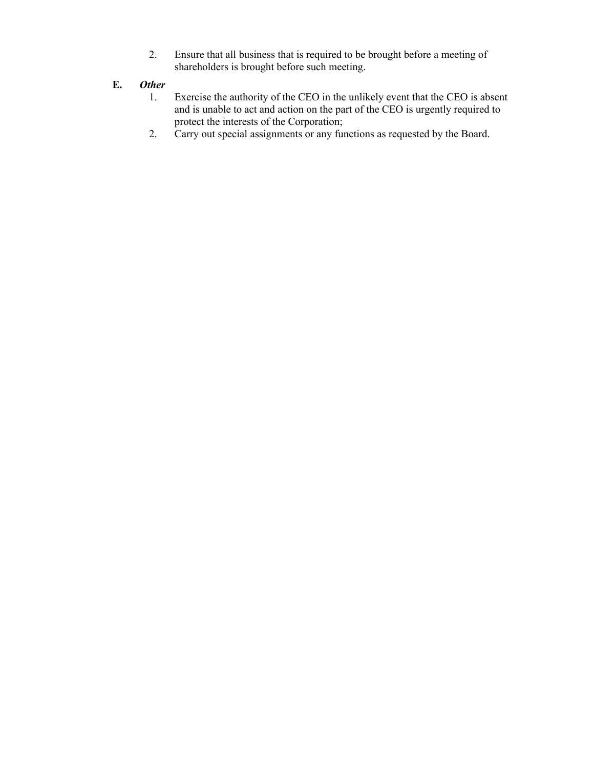2. Ensure that all business that is required to be brought before a meeting of shareholders is brought before such meeting.

**E.** ***Other***

1. Exercise the authority of the CEO in the unlikely event that the CEO is absent and is unable to act and action on the part of the CEO is urgently required to protect the interests of the Corporation;
2. Carry out special assignments or any functions as requested by the Board.